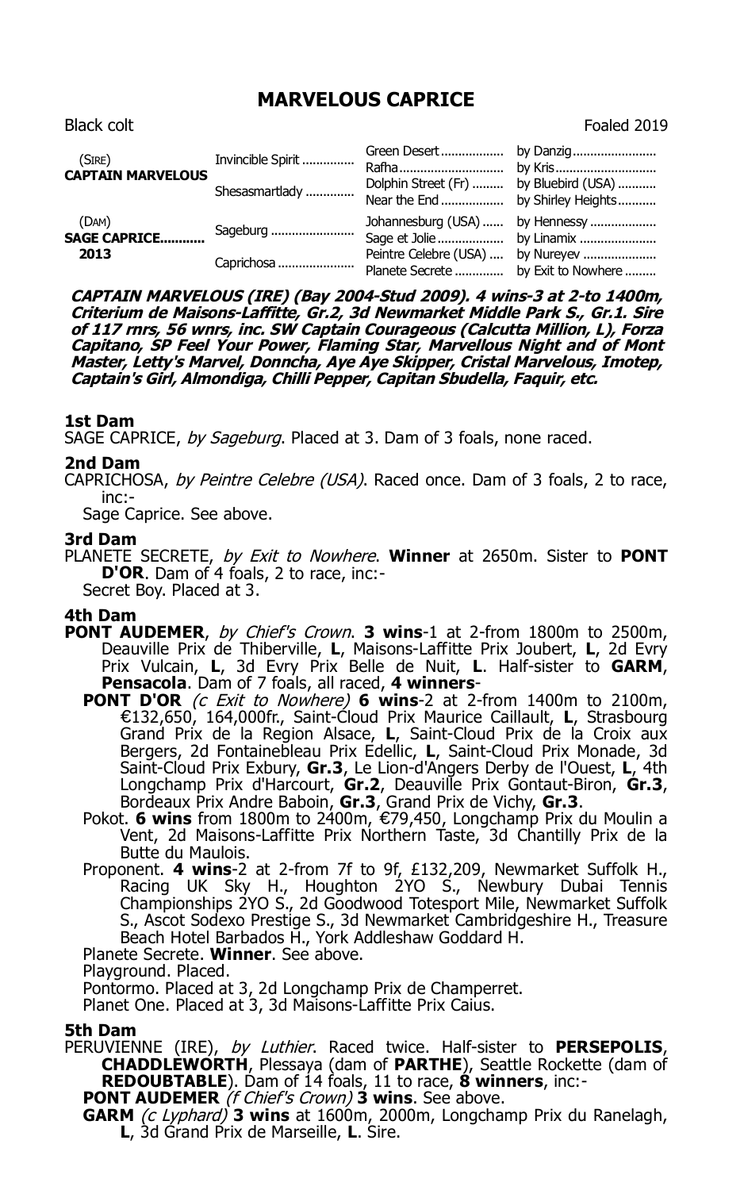# MARVELOUS CAPRICE

Black colt | Foaled 2019

| | | | |
|---|---|---|---|
| (SIRE) **CAPTAIN MARVELOUS** | Invincible Spirit .............. | Green Desert .................. | by Danzig ........................ |
| | | Rafha ............................ | by Kris ............................ |
| | Shesasmartlady ............. | Dolphin Street (Fr) ......... | by Bluebird (USA) ........... |
| | | Near the End .................. | by Shirley Heights........... |
| (DAM) **SAGE CAPRICE............ 2013** | Sageburg ........................ | Johannesburg (USA) ...... | by Hennessy ................... |
| | | Sage et Jolie ................... | by Linamix ...................... |
| | Caprichosa ...................... | Peintre Celebre (USA) .... | by Nureyev ..................... |
| | | Planete Secrete .............. | by Exit to Nowhere ......... |

***CAPTAIN MARVELOUS (IRE) (Bay 2004-Stud 2009). 4 wins-3 at 2-to 1400m, Criterium de Maisons-Laffitte, Gr.2, 3d Newmarket Middle Park S., Gr.1. Sire of 117 rnrs, 56 wnrs, inc. SW Captain Courageous (Calcutta Million, L), Forza Capitano, SP Feel Your Power, Flaming Star, Marvellous Night and of Mont Master, Letty's Marvel, Donncha, Aye Aye Skipper, Cristal Marvelous, Imotep, Captain's Girl, Almondiga, Chilli Pepper, Capitan Sbudella, Faquir, etc.***

### 1st Dam

SAGE CAPRICE, *by Sageburg*. Placed at 3. Dam of 3 foals, none raced.

### 2nd Dam

CAPRICHOSA, *by Peintre Celebre (USA)*. Raced once. Dam of 3 foals, 2 to race, inc:-

Sage Caprice. See above.

### 3rd Dam

PLANETE SECRETE, *by Exit to Nowhere*. **Winner** at 2650m. Sister to **PONT D'OR**. Dam of 4 foals, 2 to race, inc:-

Secret Boy. Placed at 3.

### 4th Dam

**PONT AUDEMER**, *by Chief's Crown*. **3 wins**-1 at 2-from 1800m to 2500m, Deauville Prix de Thiberville, **L**, Maisons-Laffitte Prix Joubert, **L**, 2d Evry Prix Vulcain, **L**, 3d Evry Prix Belle de Nuit, **L**. Half-sister to **GARM**, **Pensacola**. Dam of 7 foals, all raced, **4 winners**-

**PONT D'OR** *(c Exit to Nowhere)* **6 wins**-2 at 2-from 1400m to 2100m, €132,650, 164,000fr., Saint-Cloud Prix Maurice Caillault, **L**, Strasbourg Grand Prix de la Region Alsace, **L**, Saint-Cloud Prix de la Croix aux Bergers, 2d Fontainebleau Prix Edellic, **L**, Saint-Cloud Prix Monade, 3d Saint-Cloud Prix Exbury, **Gr.3**, Le Lion-d'Angers Derby de l'Ouest, **L**, 4th Longchamp Prix d'Harcourt, **Gr.2**, Deauville Prix Gontaut-Biron, **Gr.3**, Bordeaux Prix Andre Baboin, **Gr.3**, Grand Prix de Vichy, **Gr.3**.

Pokot. **6 wins** from 1800m to 2400m, €79,450, Longchamp Prix du Moulin a Vent, 2d Maisons-Laffitte Prix Northern Taste, 3d Chantilly Prix de la Butte du Maulois.

Proponent. **4 wins**-2 at 2-from 7f to 9f, £132,209, Newmarket Suffolk H., Racing UK Sky H., Houghton 2YO S., Newbury Dubai Tennis Championships 2YO S., 2d Goodwood Totesport Mile, Newmarket Suffolk S., Ascot Sodexo Prestige S., 3d Newmarket Cambridgeshire H., Treasure Beach Hotel Barbados H., York Addleshaw Goddard H.

Planete Secrete. **Winner**. See above.

Playground. Placed.

Pontormo. Placed at 3, 2d Longchamp Prix de Champerret.

Planet One. Placed at 3, 3d Maisons-Laffitte Prix Caius.

### 5th Dam

PERUVIENNE (IRE), *by Luthier*. Raced twice. Half-sister to **PERSEPOLIS**, **CHADDLEWORTH**, Plessaya (dam of **PARTHE**), Seattle Rockette (dam of **REDOUBTABLE**). Dam of 14 foals, 11 to race, **8 winners**, inc:-

**PONT AUDEMER** *(f Chief's Crown)* **3 wins**. See above.

**GARM** *(c Lyphard)* **3 wins** at 1600m, 2000m, Longchamp Prix du Ranelagh, **L**, 3d Grand Prix de Marseille, **L**. Sire.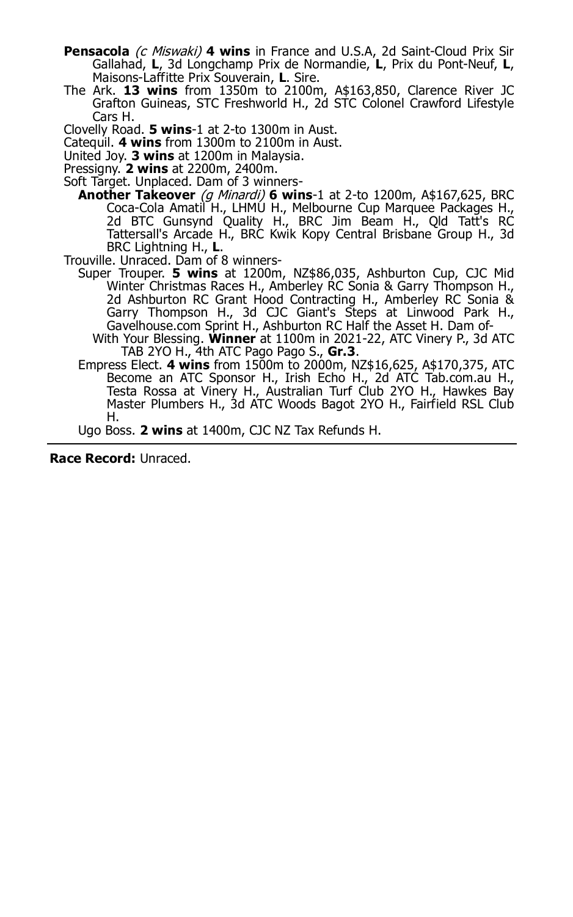**Pensacola** *(c Miswaki)* **4 wins** in France and U.S.A, 2d Saint-Cloud Prix Sir Gallahad, **L**, 3d Longchamp Prix de Normandie, **L**, Prix du Pont-Neuf, **L**, Maisons-Laffitte Prix Souverain, **L**. Sire.

The Ark. **13 wins** from 1350m to 2100m, A$163,850, Clarence River JC Grafton Guineas, STC Freshworld H., 2d STC Colonel Crawford Lifestyle Cars H.

Clovelly Road. **5 wins**-1 at 2-to 1300m in Aust.

Catequil. **4 wins** from 1300m to 2100m in Aust.

United Joy. **3 wins** at 1200m in Malaysia.

Pressigny. **2 wins** at 2200m, 2400m.

Soft Target. Unplaced. Dam of 3 winners-

- **Another Takeover** *(g Minardi)* **6 wins**-1 at 2-to 1200m, A$167,625, BRC Coca-Cola Amatil H., LHMU H., Melbourne Cup Marquee Packages H., 2d BTC Gunsynd Quality H., BRC Jim Beam H., Qld Tatt's RC Tattersall's Arcade H., BRC Kwik Kopy Central Brisbane Group H., 3d BRC Lightning H., **L**.

Trouville. Unraced. Dam of 8 winners-

- Super Trouper. **5 wins** at 1200m, NZ$86,035, Ashburton Cup, CJC Mid Winter Christmas Races H., Amberley RC Sonia & Garry Thompson H., 2d Ashburton RC Grant Hood Contracting H., Amberley RC Sonia & Garry Thompson H., 3d CJC Giant's Steps at Linwood Park H., Gavelhouse.com Sprint H., Ashburton RC Half the Asset H. Dam of-
  - With Your Blessing. **Winner** at 1100m in 2021-22, ATC Vinery P., 3d ATC TAB 2YO H., 4th ATC Pago Pago S., **Gr.3**.
- Empress Elect. **4 wins** from 1500m to 2000m, NZ$16,625, A$170,375, ATC Become an ATC Sponsor H., Irish Echo H., 2d ATC Tab.com.au H., Testa Rossa at Vinery H., Australian Turf Club 2YO H., Hawkes Bay Master Plumbers H., 3d ATC Woods Bagot 2YO H., Fairfield RSL Club H.
- Ugo Boss. **2 wins** at 1400m, CJC NZ Tax Refunds H.

---

**Race Record:** Unraced.